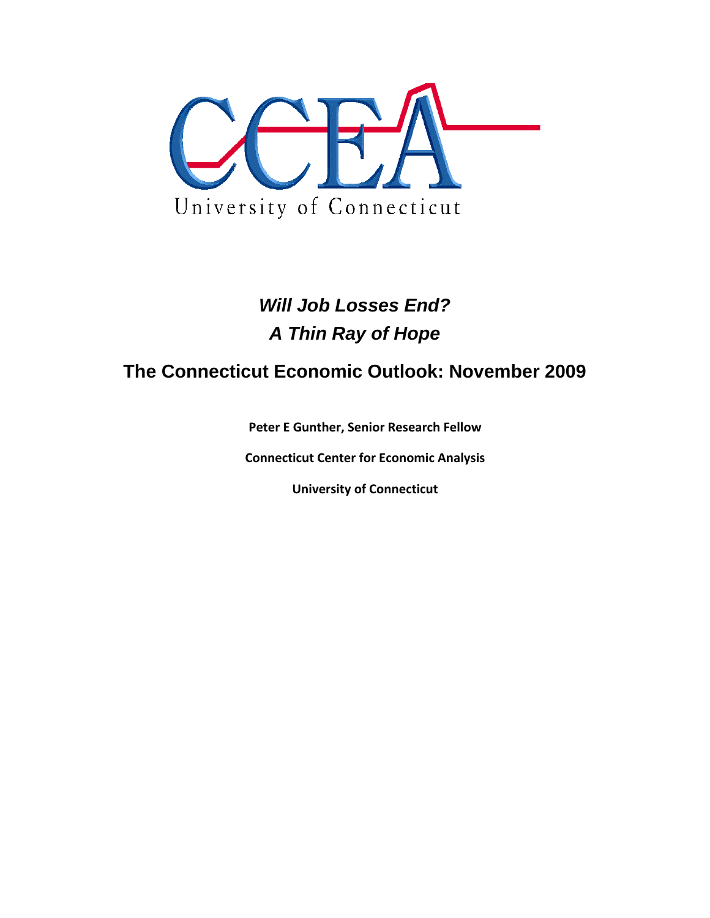CCEA

University of Connecticut

# *Will Job Losses End?*
# *A Thin Ray of Hope*

## The Connecticut Economic Outlook: November 2009

**Peter E Gunther, Senior Research Fellow**

**Connecticut Center for Economic Analysis**

**University of Connecticut**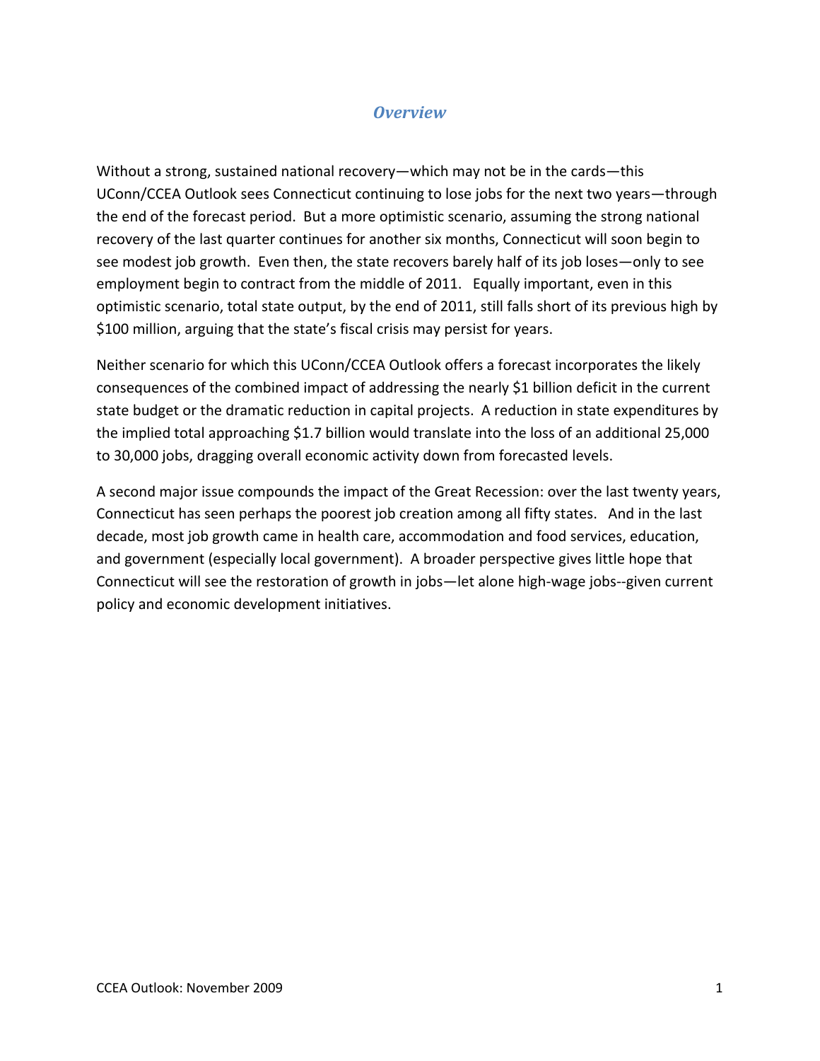## *Overview*

Without a strong, sustained national recovery—which may not be in the cards—this UConn/CCEA Outlook sees Connecticut continuing to lose jobs for the next two years—through the end of the forecast period. But a more optimistic scenario, assuming the strong national recovery of the last quarter continues for another six months, Connecticut will soon begin to see modest job growth. Even then, the state recovers barely half of its job loses—only to see employment begin to contract from the middle of 2011. Equally important, even in this optimistic scenario, total state output, by the end of 2011, still falls short of its previous high by $100 million, arguing that the state's fiscal crisis may persist for years.

Neither scenario for which this UConn/CCEA Outlook offers a forecast incorporates the likely consequences of the combined impact of addressing the nearly $1 billion deficit in the current state budget or the dramatic reduction in capital projects. A reduction in state expenditures by the implied total approaching $1.7 billion would translate into the loss of an additional 25,000 to 30,000 jobs, dragging overall economic activity down from forecasted levels.

A second major issue compounds the impact of the Great Recession: over the last twenty years, Connecticut has seen perhaps the poorest job creation among all fifty states. And in the last decade, most job growth came in health care, accommodation and food services, education, and government (especially local government). A broader perspective gives little hope that Connecticut will see the restoration of growth in jobs—let alone high-wage jobs--given current policy and economic development initiatives.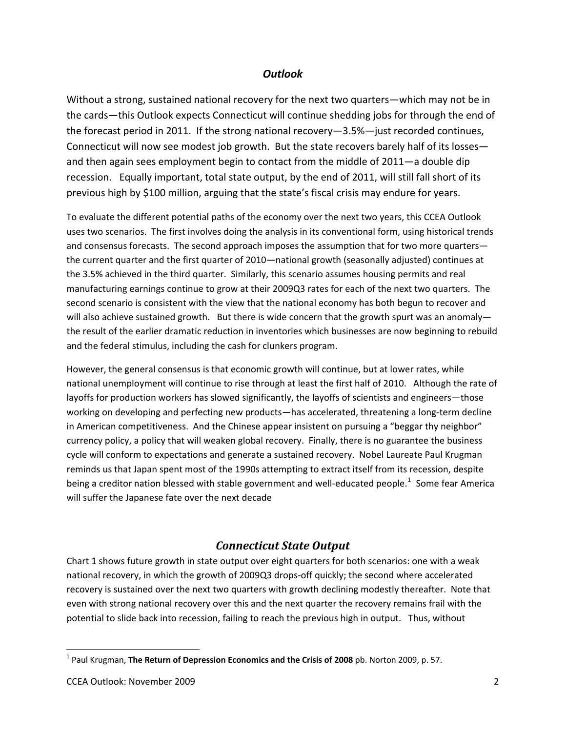## *Outlook*

Without a strong, sustained national recovery for the next two quarters—which may not be in the cards—this Outlook expects Connecticut will continue shedding jobs for through the end of the forecast period in 2011. If the strong national recovery—3.5%—just recorded continues, Connecticut will now see modest job growth. But the state recovers barely half of its losses—and then again sees employment begin to contact from the middle of 2011—a double dip recession. Equally important, total state output, by the end of 2011, will still fall short of its previous high by $100 million, arguing that the state's fiscal crisis may endure for years.

To evaluate the different potential paths of the economy over the next two years, this CCEA Outlook uses two scenarios. The first involves doing the analysis in its conventional form, using historical trends and consensus forecasts. The second approach imposes the assumption that for two more quarters—the current quarter and the first quarter of 2010—national growth (seasonally adjusted) continues at the 3.5% achieved in the third quarter. Similarly, this scenario assumes housing permits and real manufacturing earnings continue to grow at their 2009Q3 rates for each of the next two quarters. The second scenario is consistent with the view that the national economy has both begun to recover and will also achieve sustained growth. But there is wide concern that the growth spurt was an anomaly—the result of the earlier dramatic reduction in inventories which businesses are now beginning to rebuild and the federal stimulus, including the cash for clunkers program.

However, the general consensus is that economic growth will continue, but at lower rates, while national unemployment will continue to rise through at least the first half of 2010. Although the rate of layoffs for production workers has slowed significantly, the layoffs of scientists and engineers—those working on developing and perfecting new products—has accelerated, threatening a long-term decline in American competitiveness. And the Chinese appear insistent on pursuing a "beggar thy neighbor" currency policy, a policy that will weaken global recovery. Finally, there is no guarantee the business cycle will conform to expectations and generate a sustained recovery. Nobel Laureate Paul Krugman reminds us that Japan spent most of the 1990s attempting to extract itself from its recession, despite being a creditor nation blessed with stable government and well-educated people.[1] Some fear America will suffer the Japanese fate over the next decade

## *Connecticut State Output*

Chart 1 shows future growth in state output over eight quarters for both scenarios: one with a weak national recovery, in which the growth of 2009Q3 drops-off quickly; the second where accelerated recovery is sustained over the next two quarters with growth declining modestly thereafter. Note that even with strong national recovery over this and the next quarter the recovery remains frail with the potential to slide back into recession, failing to reach the previous high in output. Thus, without

[1] Paul Krugman, **The Return of Depression Economics and the Crisis of 2008** pb. Norton 2009, p. 57.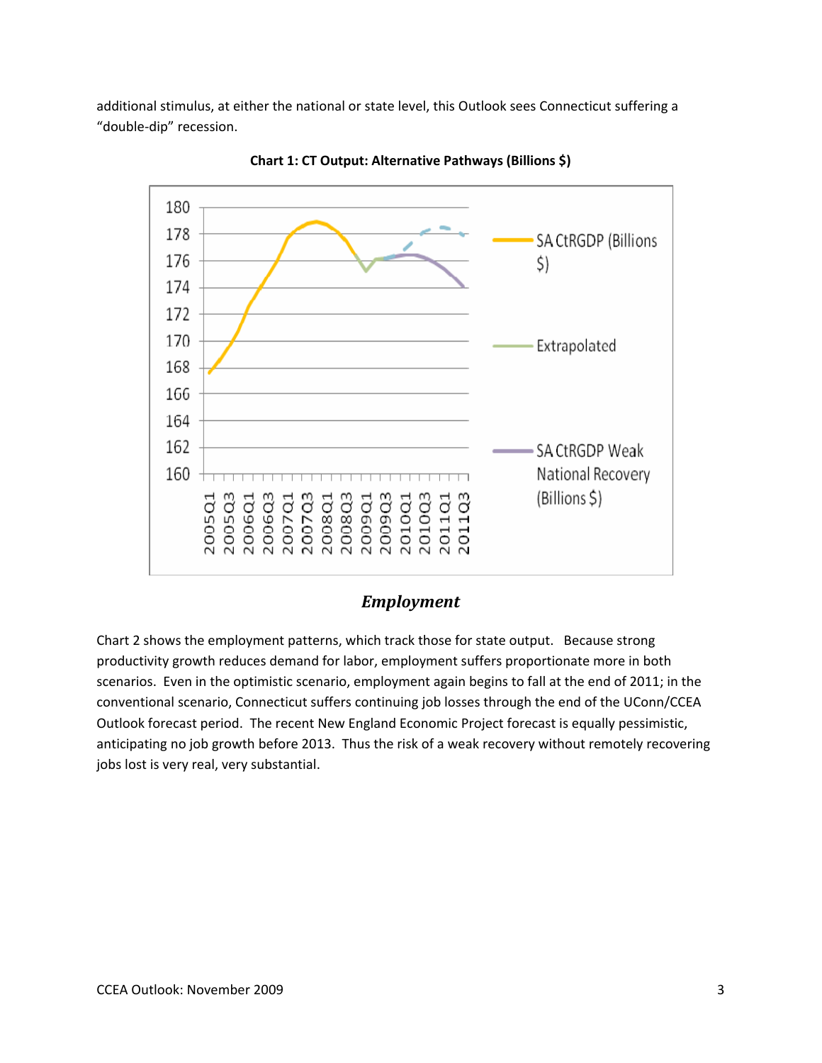additional stimulus, at either the national or state level, this Outlook sees Connecticut suffering a "double-dip" recession.

**Chart 1: CT Output: Alternative Pathways (Billions $)**

## *Employment*

Chart 2 shows the employment patterns, which track those for state output. Because strong productivity growth reduces demand for labor, employment suffers proportionate more in both scenarios. Even in the optimistic scenario, employment again begins to fall at the end of 2011; in the conventional scenario, Connecticut suffers continuing job losses through the end of the UConn/CCEA Outlook forecast period. The recent New England Economic Project forecast is equally pessimistic, anticipating no job growth before 2013. Thus the risk of a weak recovery without remotely recovering jobs lost is very real, very substantial.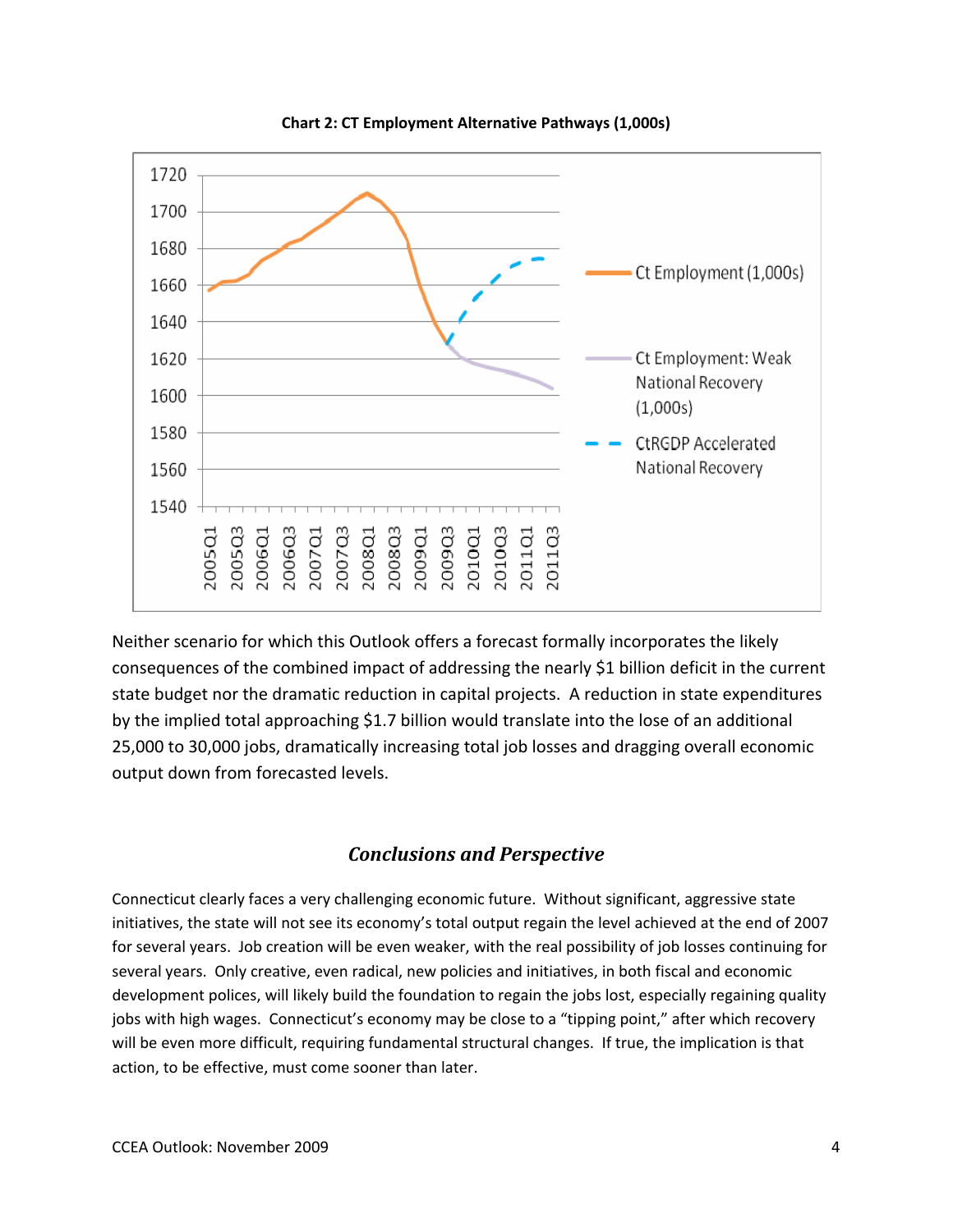**Chart 2: CT Employment Alternative Pathways (1,000s)**

Neither scenario for which this Outlook offers a forecast formally incorporates the likely consequences of the combined impact of addressing the nearly $1 billion deficit in the current state budget nor the dramatic reduction in capital projects. A reduction in state expenditures by the implied total approaching $1.7 billion would translate into the lose of an additional 25,000 to 30,000 jobs, dramatically increasing total job losses and dragging overall economic output down from forecasted levels.

## *Conclusions and Perspective*

Connecticut clearly faces a very challenging economic future. Without significant, aggressive state initiatives, the state will not see its economy's total output regain the level achieved at the end of 2007 for several years. Job creation will be even weaker, with the real possibility of job losses continuing for several years. Only creative, even radical, new policies and initiatives, in both fiscal and economic development polices, will likely build the foundation to regain the jobs lost, especially regaining quality jobs with high wages. Connecticut's economy may be close to a "tipping point," after which recovery will be even more difficult, requiring fundamental structural changes. If true, the implication is that action, to be effective, must come sooner than later.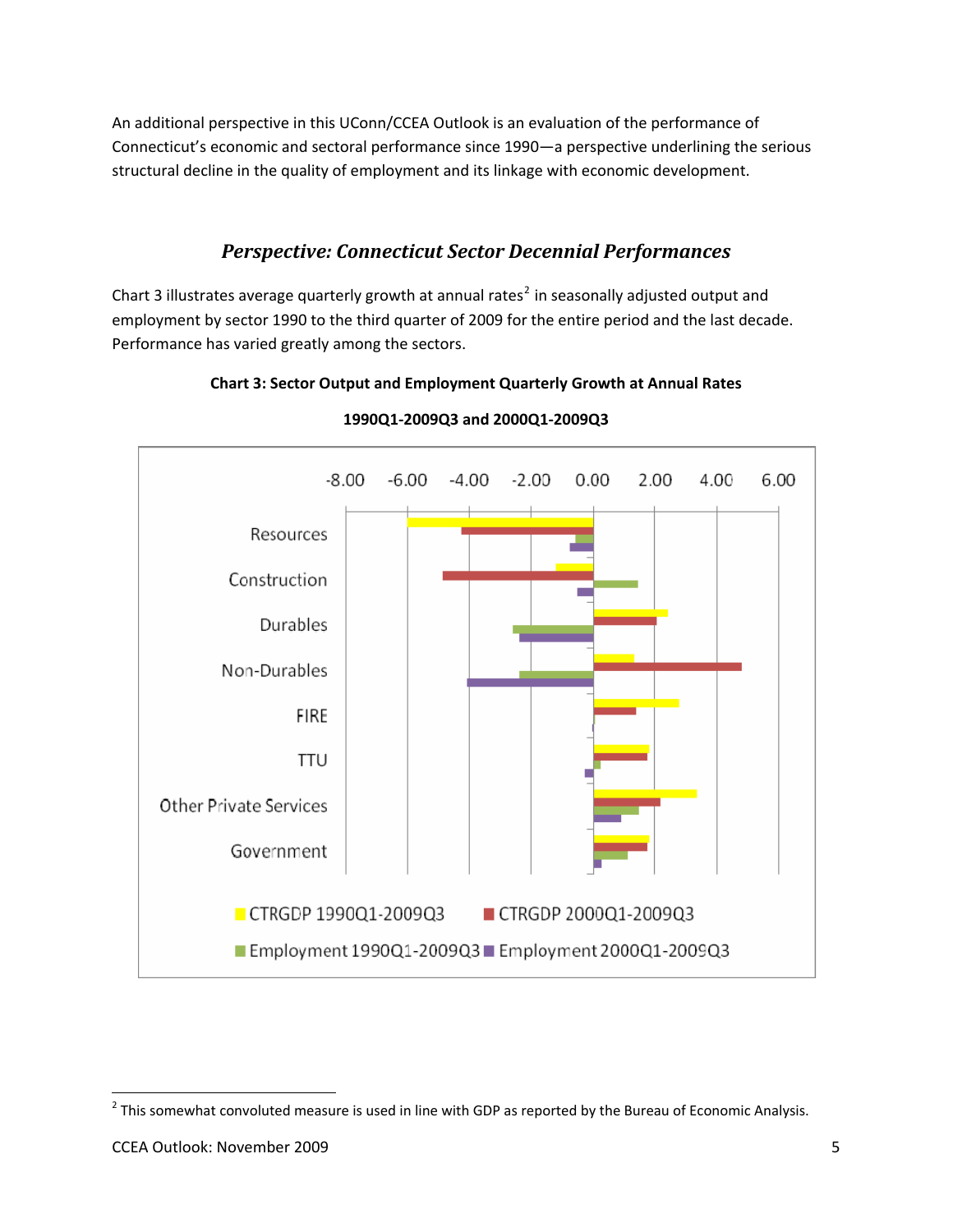An additional perspective in this UConn/CCEA Outlook is an evaluation of the performance of Connecticut's economic and sectoral performance since 1990—a perspective underlining the serious structural decline in the quality of employment and its linkage with economic development.

## *Perspective: Connecticut Sector Decennial Performances*

Chart 3 illustrates average quarterly growth at annual rates[2] in seasonally adjusted output and employment by sector 1990 to the third quarter of 2009 for the entire period and the last decade. Performance has varied greatly among the sectors.

**Chart 3: Sector Output and Employment Quarterly Growth at Annual Rates**

**1990Q1-2009Q3 and 2000Q1-2009Q3**

[2] This somewhat convoluted measure is used in line with GDP as reported by the Bureau of Economic Analysis.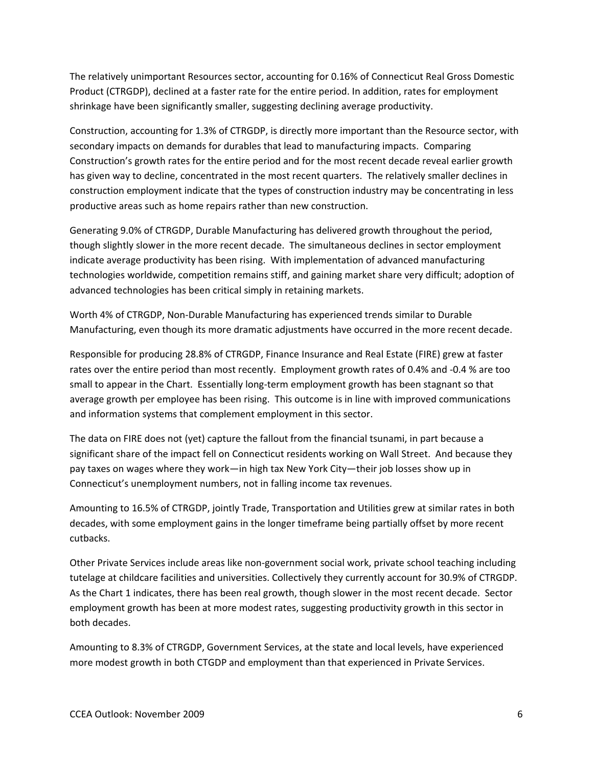The relatively unimportant Resources sector, accounting for 0.16% of Connecticut Real Gross Domestic Product (CTRGDP), declined at a faster rate for the entire period. In addition, rates for employment shrinkage have been significantly smaller, suggesting declining average productivity.

Construction, accounting for 1.3% of CTRGDP, is directly more important than the Resource sector, with secondary impacts on demands for durables that lead to manufacturing impacts. Comparing Construction's growth rates for the entire period and for the most recent decade reveal earlier growth has given way to decline, concentrated in the most recent quarters. The relatively smaller declines in construction employment indicate that the types of construction industry may be concentrating in less productive areas such as home repairs rather than new construction.

Generating 9.0% of CTRGDP, Durable Manufacturing has delivered growth throughout the period, though slightly slower in the more recent decade. The simultaneous declines in sector employment indicate average productivity has been rising. With implementation of advanced manufacturing technologies worldwide, competition remains stiff, and gaining market share very difficult; adoption of advanced technologies has been critical simply in retaining markets.

Worth 4% of CTRGDP, Non-Durable Manufacturing has experienced trends similar to Durable Manufacturing, even though its more dramatic adjustments have occurred in the more recent decade.

Responsible for producing 28.8% of CTRGDP, Finance Insurance and Real Estate (FIRE) grew at faster rates over the entire period than most recently. Employment growth rates of 0.4% and -0.4 % are too small to appear in the Chart. Essentially long-term employment growth has been stagnant so that average growth per employee has been rising. This outcome is in line with improved communications and information systems that complement employment in this sector.

The data on FIRE does not (yet) capture the fallout from the financial tsunami, in part because a significant share of the impact fell on Connecticut residents working on Wall Street. And because they pay taxes on wages where they work—in high tax New York City—their job losses show up in Connecticut's unemployment numbers, not in falling income tax revenues.

Amounting to 16.5% of CTRGDP, jointly Trade, Transportation and Utilities grew at similar rates in both decades, with some employment gains in the longer timeframe being partially offset by more recent cutbacks.

Other Private Services include areas like non-government social work, private school teaching including tutelage at childcare facilities and universities. Collectively they currently account for 30.9% of CTRGDP. As the Chart 1 indicates, there has been real growth, though slower in the most recent decade. Sector employment growth has been at more modest rates, suggesting productivity growth in this sector in both decades.

Amounting to 8.3% of CTRGDP, Government Services, at the state and local levels, have experienced more modest growth in both CTGDP and employment than that experienced in Private Services.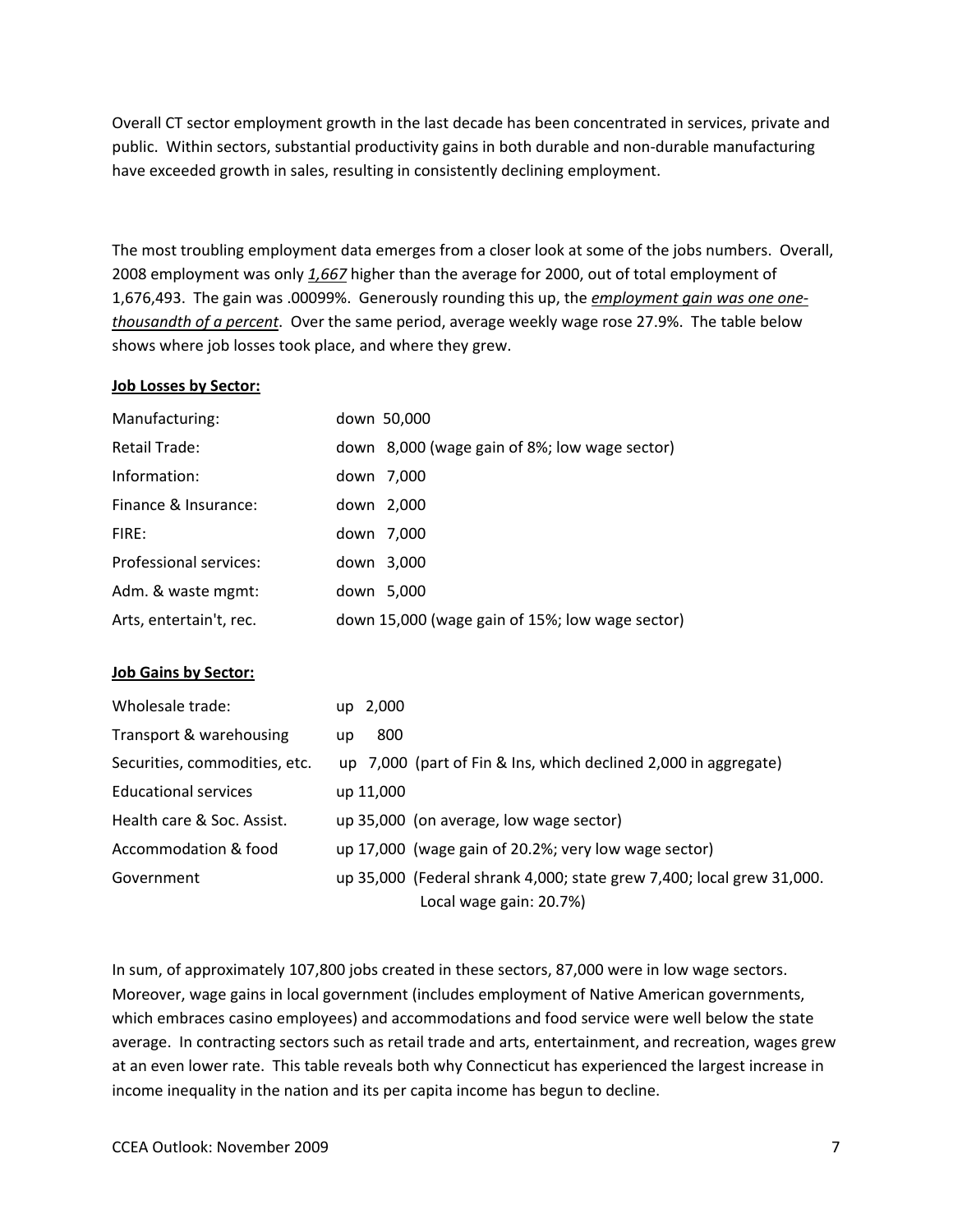Overall CT sector employment growth in the last decade has been concentrated in services, private and public. Within sectors, substantial productivity gains in both durable and non-durable manufacturing have exceeded growth in sales, resulting in consistently declining employment.

The most troubling employment data emerges from a closer look at some of the jobs numbers. Overall, 2008 employment was only ***1,667*** higher than the average for 2000, out of total employment of 1,676,493. The gain was .00099%. Generously rounding this up, the ***employment gain was one one-thousandth of a percent***. Over the same period, average weekly wage rose 27.9%. The table below shows where job losses took place, and where they grew.

**Job Losses by Sector:**

| | |
|---|---|
| Manufacturing: | down 50,000 |
| Retail Trade: | down 8,000 (wage gain of 8%; low wage sector) |
| Information: | down 7,000 |
| Finance & Insurance: | down 2,000 |
| FIRE: | down 7,000 |
| Professional services: | down 3,000 |
| Adm. & waste mgmt: | down 5,000 |
| Arts, entertain't, rec. | down 15,000 (wage gain of 15%; low wage sector) |

**Job Gains by Sector:**

| | |
|---|---|
| Wholesale trade: | up 2,000 |
| Transport & warehousing | up 800 |
| Securities, commodities, etc. | up 7,000 (part of Fin & Ins, which declined 2,000 in aggregate) |
| Educational services | up 11,000 |
| Health care & Soc. Assist. | up 35,000 (on average, low wage sector) |
| Accommodation & food | up 17,000 (wage gain of 20.2%; very low wage sector) |
| Government | up 35,000 (Federal shrank 4,000; state grew 7,400; local grew 31,000. Local wage gain: 20.7%) |

In sum, of approximately 107,800 jobs created in these sectors, 87,000 were in low wage sectors. Moreover, wage gains in local government (includes employment of Native American governments, which embraces casino employees) and accommodations and food service were well below the state average. In contracting sectors such as retail trade and arts, entertainment, and recreation, wages grew at an even lower rate. This table reveals both why Connecticut has experienced the largest increase in income inequality in the nation and its per capita income has begun to decline.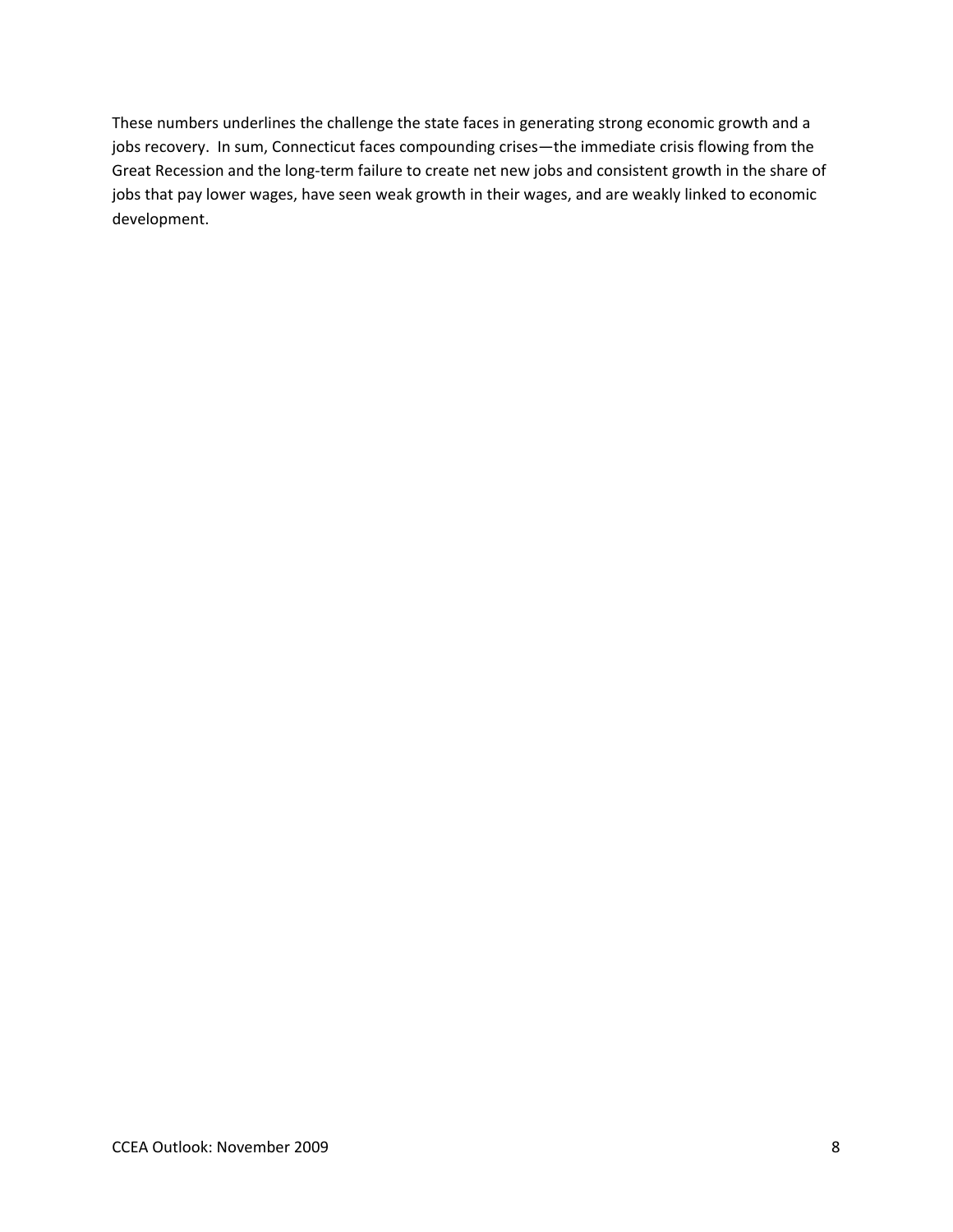These numbers underlines the challenge the state faces in generating strong economic growth and a jobs recovery. In sum, Connecticut faces compounding crises—the immediate crisis flowing from the Great Recession and the long-term failure to create net new jobs and consistent growth in the share of jobs that pay lower wages, have seen weak growth in their wages, and are weakly linked to economic development.